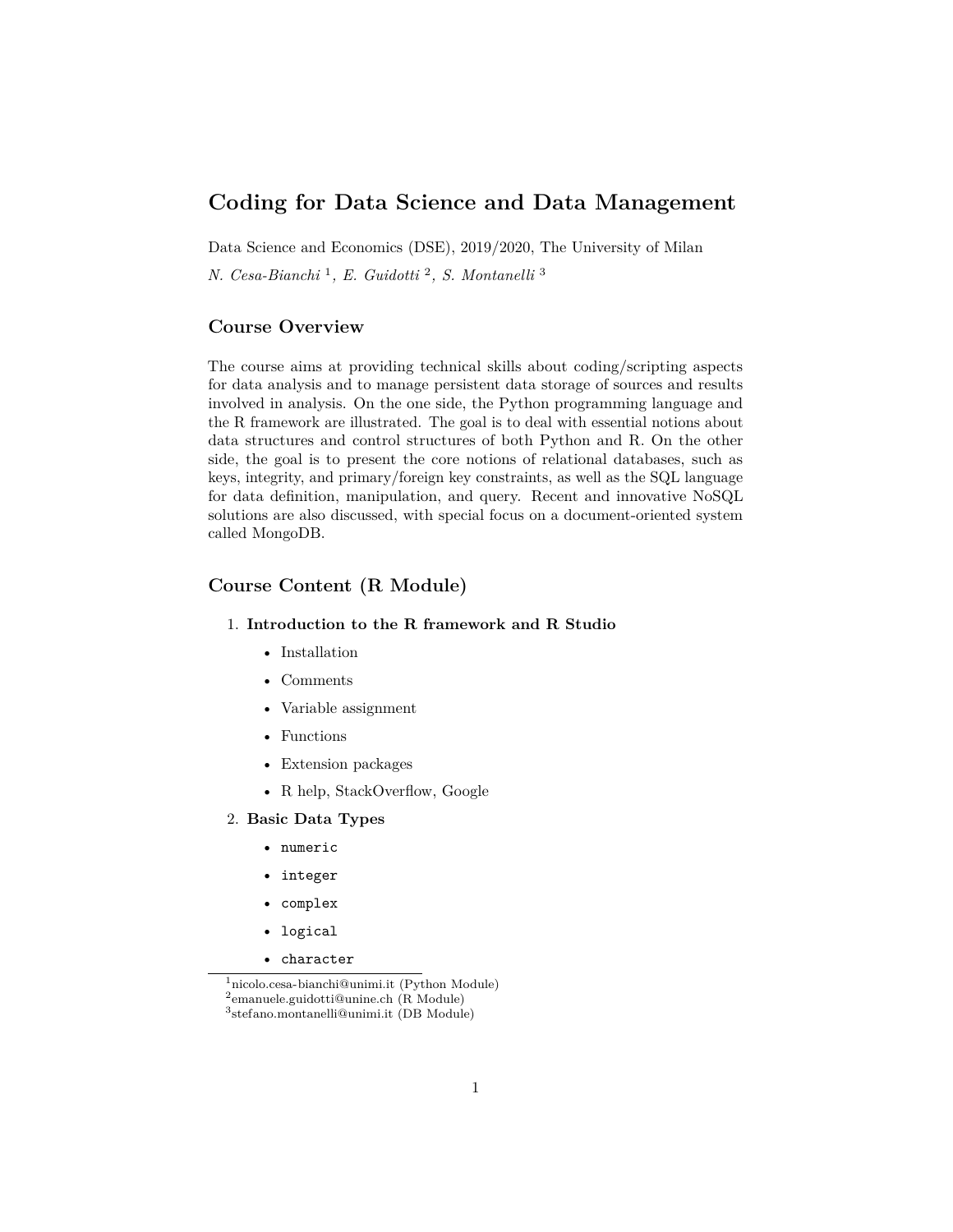# Coding for Data Science and Data Management

Data Science and Economics (DSE), 2019/2020, The University of Milan

*N. Cesa-Bianchi* [1]*, E. Guidotti* [2]*, S. Montanelli* [3]

## Course Overview

The course aims at providing technical skills about coding/scripting aspects for data analysis and to manage persistent data storage of sources and results involved in analysis. On the one side, the Python programming language and the R framework are illustrated. The goal is to deal with essential notions about data structures and control structures of both Python and R. On the other side, the goal is to present the core notions of relational databases, such as keys, integrity, and primary/foreign key constraints, as well as the SQL language for data definition, manipulation, and query. Recent and innovative NoSQL solutions are also discussed, with special focus on a document-oriented system called MongoDB.

## Course Content (R Module)

1. **Introduction to the R framework and R Studio**
   - Installation
   - Comments
   - Variable assignment
   - Functions
   - Extension packages
   - R help, StackOverflow, Google
2. **Basic Data Types**
   - `numeric`
   - `integer`
   - `complex`
   - `logical`
   - `character`

[1] nicolo.cesa-bianchi@unimi.it (Python Module)
[2] emanuele.guidotti@unine.ch (R Module)
[3] stefano.montanelli@unimi.it (DB Module)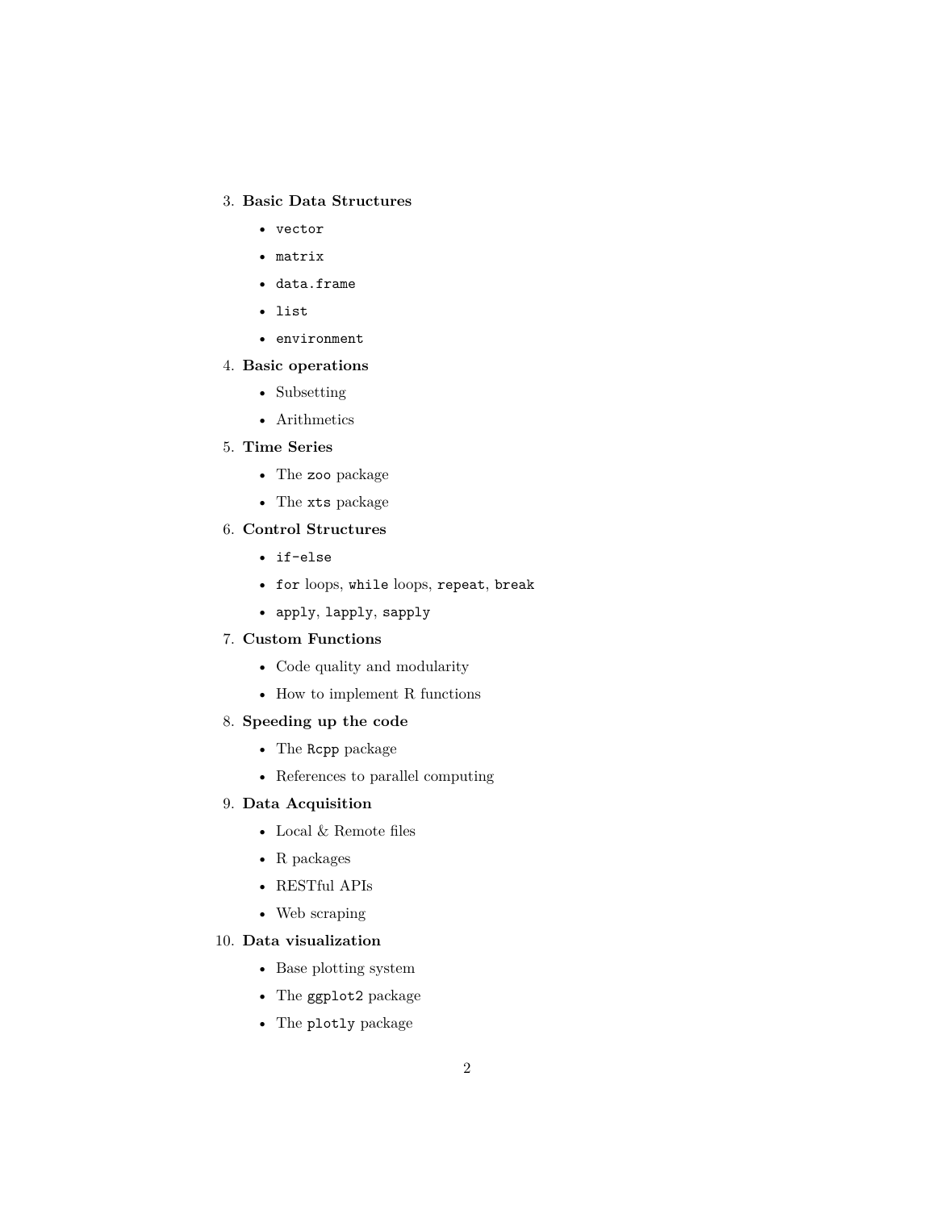3. **Basic Data Structures**
    - `vector`
    - `matrix`
    - `data.frame`
    - `list`
    - `environment`
4. **Basic operations**
    - Subsetting
    - Arithmetics
5. **Time Series**
    - The `zoo` package
    - The `xts` package
6. **Control Structures**
    - `if-else`
    - `for` loops, `while` loops, `repeat`, `break`
    - `apply`, `lapply`, `sapply`
7. **Custom Functions**
    - Code quality and modularity
    - How to implement R functions
8. **Speeding up the code**
    - The `Rcpp` package
    - References to parallel computing
9. **Data Acquisition**
    - Local & Remote files
    - R packages
    - RESTful APIs
    - Web scraping
10. **Data visualization**
    - Base plotting system
    - The `ggplot2` package
    - The `plotly` package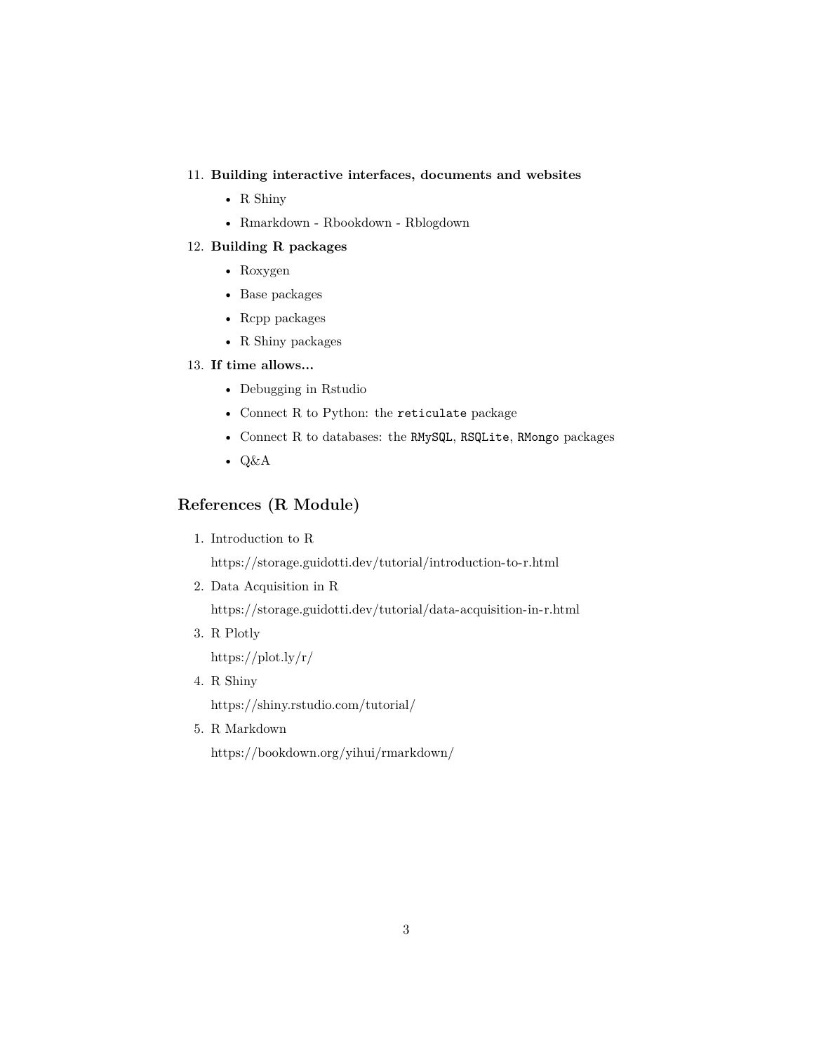11. **Building interactive interfaces, documents and websites**
    - R Shiny
    - Rmarkdown - Rbookdown - Rblogdown
12. **Building R packages**
    - Roxygen
    - Base packages
    - Rcpp packages
    - R Shiny packages
13. **If time allows…**
    - Debugging in Rstudio
    - Connect R to Python: the `reticulate` package
    - Connect R to databases: the `RMySQL`, `RSQLite`, `RMongo` packages
    - Q&A

## References (R Module)

1. Introduction to R

   https://storage.guidotti.dev/tutorial/introduction-to-r.html
2. Data Acquisition in R

   https://storage.guidotti.dev/tutorial/data-acquisition-in-r.html
3. R Plotly

   https://plot.ly/r/
4. R Shiny

   https://shiny.rstudio.com/tutorial/
5. R Markdown

   https://bookdown.org/yihui/rmarkdown/